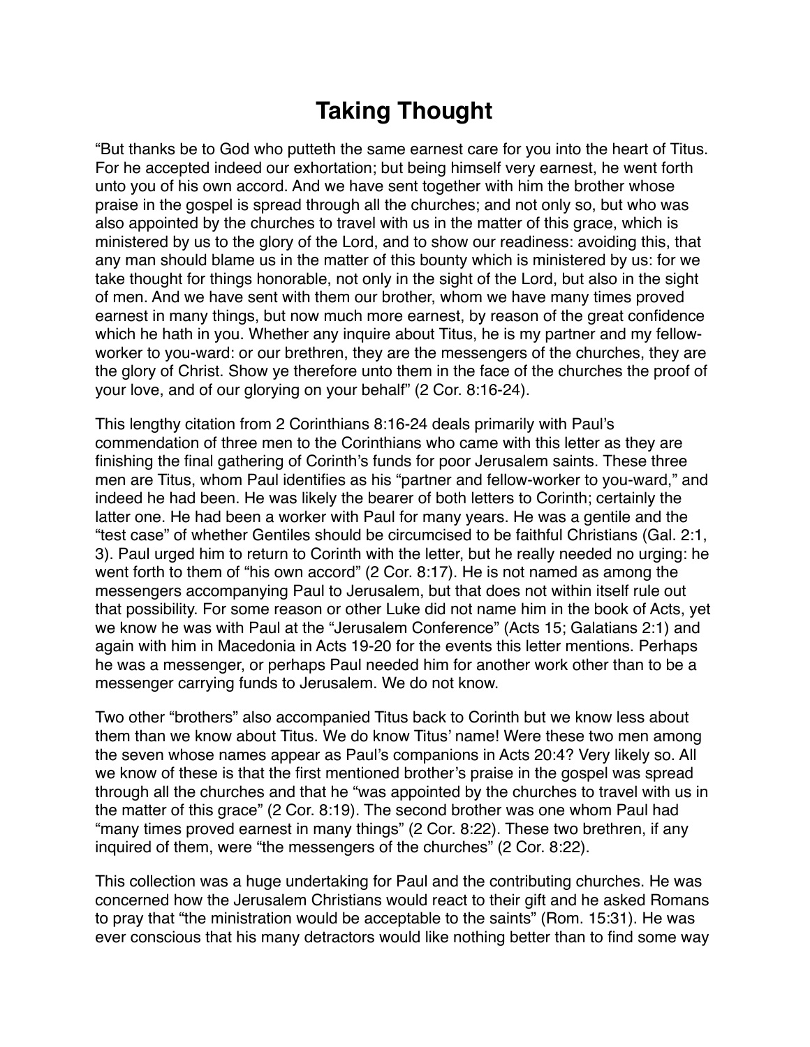# Taking Thought

“But thanks be to God who putteth the same earnest care for you into the heart of Titus. For he accepted indeed our exhortation; but being himself very earnest, he went forth unto you of his own accord. And we have sent together with him the brother whose praise in the gospel is spread through all the churches; and not only so, but who was also appointed by the churches to travel with us in the matter of this grace, which is ministered by us to the glory of the Lord, and to show our readiness: avoiding this, that any man should blame us in the matter of this bounty which is ministered by us: for we take thought for things honorable, not only in the sight of the Lord, but also in the sight of men. And we have sent with them our brother, whom we have many times proved earnest in many things, but now much more earnest, by reason of the great confidence which he hath in you. Whether any inquire about Titus, he is my partner and my fellow-worker to you-ward: or our brethren, they are the messengers of the churches, they are the glory of Christ. Show ye therefore unto them in the face of the churches the proof of your love, and of our glorying on your behalf” (2 Cor. 8:16-24).

This lengthy citation from 2 Corinthians 8:16-24 deals primarily with Paul’s commendation of three men to the Corinthians who came with this letter as they are finishing the final gathering of Corinth’s funds for poor Jerusalem saints. These three men are Titus, whom Paul identifies as his “partner and fellow-worker to you-ward,” and indeed he had been. He was likely the bearer of both letters to Corinth; certainly the latter one. He had been a worker with Paul for many years. He was a gentile and the “test case” of whether Gentiles should be circumcised to be faithful Christians (Gal. 2:1, 3). Paul urged him to return to Corinth with the letter, but he really needed no urging: he went forth to them of “his own accord” (2 Cor. 8:17). He is not named as among the messengers accompanying Paul to Jerusalem, but that does not within itself rule out that possibility. For some reason or other Luke did not name him in the book of Acts, yet we know he was with Paul at the “Jerusalem Conference” (Acts 15; Galatians 2:1) and again with him in Macedonia in Acts 19-20 for the events this letter mentions. Perhaps he was a messenger, or perhaps Paul needed him for another work other than to be a messenger carrying funds to Jerusalem. We do not know.

Two other “brothers” also accompanied Titus back to Corinth but we know less about them than we know about Titus. We do know Titus’ name! Were these two men among the seven whose names appear as Paul’s companions in Acts 20:4? Very likely so. All we know of these is that the first mentioned brother’s praise in the gospel was spread through all the churches and that he “was appointed by the churches to travel with us in the matter of this grace” (2 Cor. 8:19). The second brother was one whom Paul had “many times proved earnest in many things” (2 Cor. 8:22). These two brethren, if any inquired of them, were “the messengers of the churches” (2 Cor. 8:22).

This collection was a huge undertaking for Paul and the contributing churches. He was concerned how the Jerusalem Christians would react to their gift and he asked Romans to pray that “the ministration would be acceptable to the saints” (Rom. 15:31). He was ever conscious that his many detractors would like nothing better than to find some way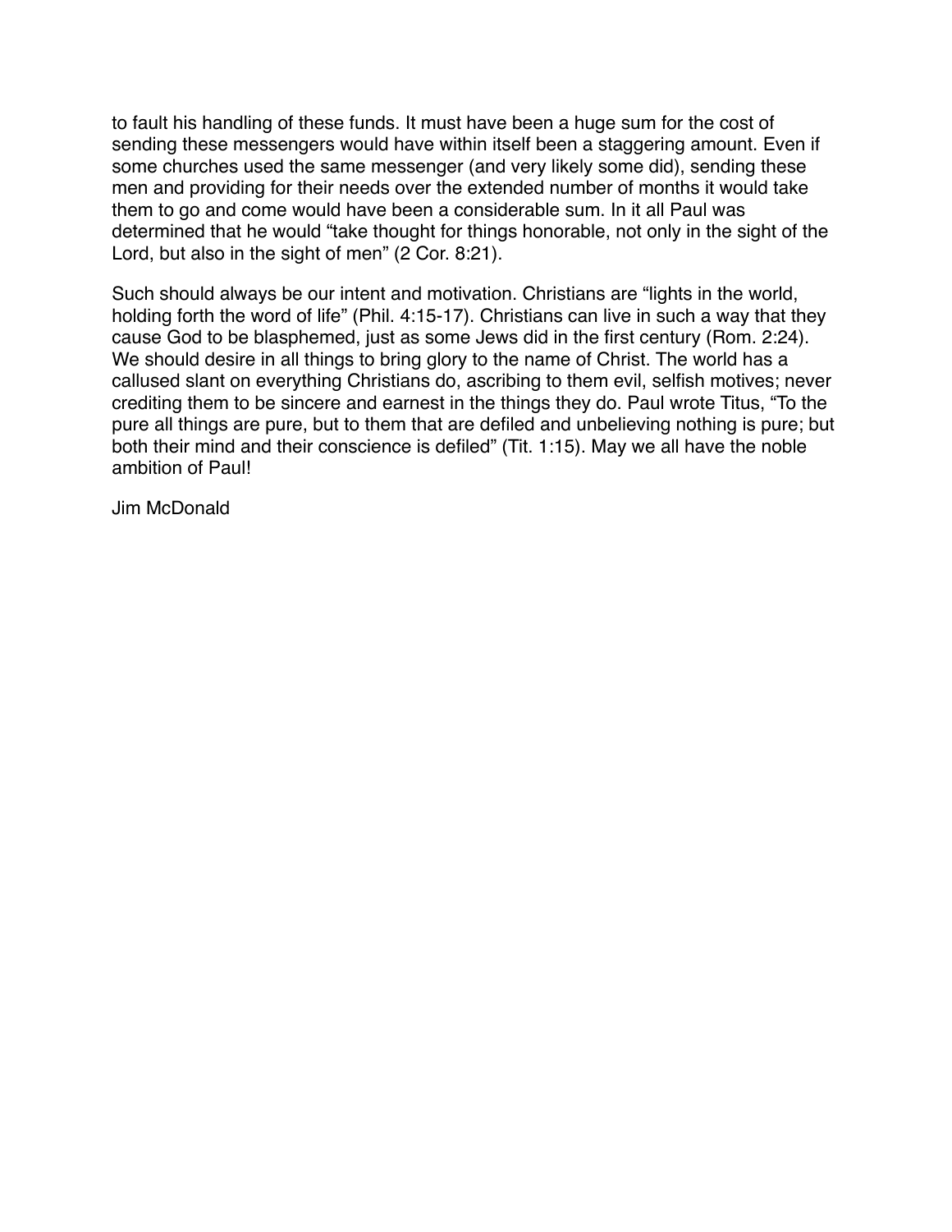to fault his handling of these funds. It must have been a huge sum for the cost of sending these messengers would have within itself been a staggering amount. Even if some churches used the same messenger (and very likely some did), sending these men and providing for their needs over the extended number of months it would take them to go and come would have been a considerable sum. In it all Paul was determined that he would "take thought for things honorable, not only in the sight of the Lord, but also in the sight of men" (2 Cor. 8:21).

Such should always be our intent and motivation. Christians are "lights in the world, holding forth the word of life" (Phil. 4:15-17). Christians can live in such a way that they cause God to be blasphemed, just as some Jews did in the first century (Rom. 2:24). We should desire in all things to bring glory to the name of Christ. The world has a callused slant on everything Christians do, ascribing to them evil, selfish motives; never crediting them to be sincere and earnest in the things they do. Paul wrote Titus, "To the pure all things are pure, but to them that are defiled and unbelieving nothing is pure; but both their mind and their conscience is defiled" (Tit. 1:15). May we all have the noble ambition of Paul!

Jim McDonald